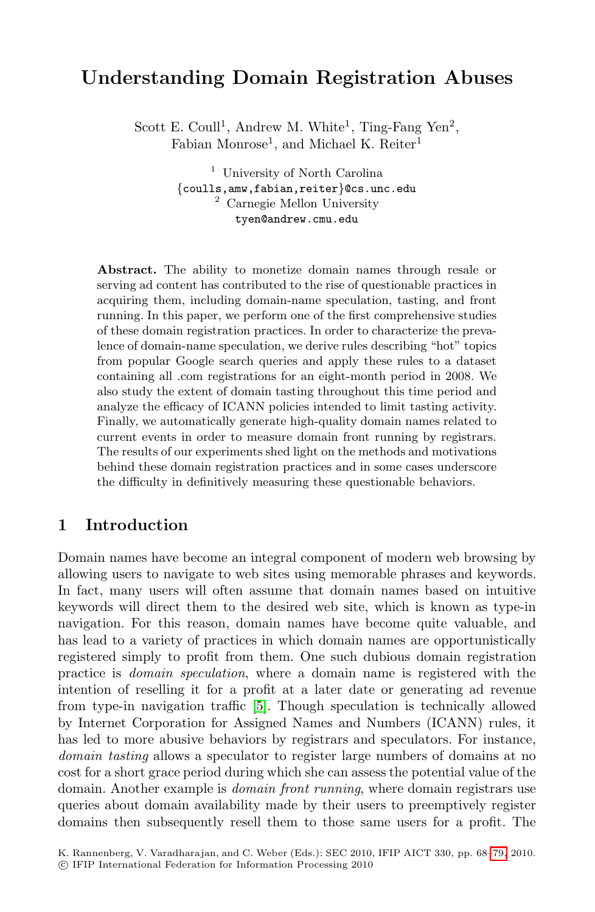# Understanding Domain Registration Abuses

Scott E. Coull[1], Andrew M. White[1], Ting-Fang Yen[2], Fabian Monrose[1], and Michael K. Reiter[1]

[1] University of North Carolina
{coulls,amw,fabian,reiter}@cs.unc.edu
[2] Carnegie Mellon University
tyen@andrew.cmu.edu

**Abstract.** The ability to monetize domain names through resale or serving ad content has contributed to the rise of questionable practices in acquiring them, including domain-name speculation, tasting, and front running. In this paper, we perform one of the first comprehensive studies of these domain registration practices. In order to characterize the prevalence of domain-name speculation, we derive rules describing "hot" topics from popular Google search queries and apply these rules to a dataset containing all .com registrations for an eight-month period in 2008. We also study the extent of domain tasting throughout this time period and analyze the efficacy of ICANN policies intended to limit tasting activity. Finally, we automatically generate high-quality domain names related to current events in order to measure domain front running by registrars. The results of our experiments shed light on the methods and motivations behind these domain registration practices and in some cases underscore the difficulty in definitively measuring these questionable behaviors.

## 1 Introduction

Domain names have become an integral component of modern web browsing by allowing users to navigate to web sites using memorable phrases and keywords. In fact, many users will often assume that domain names based on intuitive keywords will direct them to the desired web site, which is known as type-in navigation. For this reason, domain names have become quite valuable, and has lead to a variety of practices in which domain names are opportunistically registered simply to profit from them. One such dubious domain registration practice is *domain speculation*, where a domain name is registered with the intention of reselling it for a profit at a later date or generating ad revenue from type-in navigation traffic [5]. Though speculation is technically allowed by Internet Corporation for Assigned Names and Numbers (ICANN) rules, it has led to more abusive behaviors by registrars and speculators. For instance, *domain tasting* allows a speculator to register large numbers of domains at no cost for a short grace period during which she can assess the potential value of the domain. Another example is *domain front running*, where domain registrars use queries about domain availability made by their users to preemptively register domains then subsequently resell them to those same users for a profit. The

K. Rannenberg, V. Varadharajan, and C. Weber (Eds.): SEC 2010, IFIP AICT 330, pp. 68–79, 2010.
© IFIP International Federation for Information Processing 2010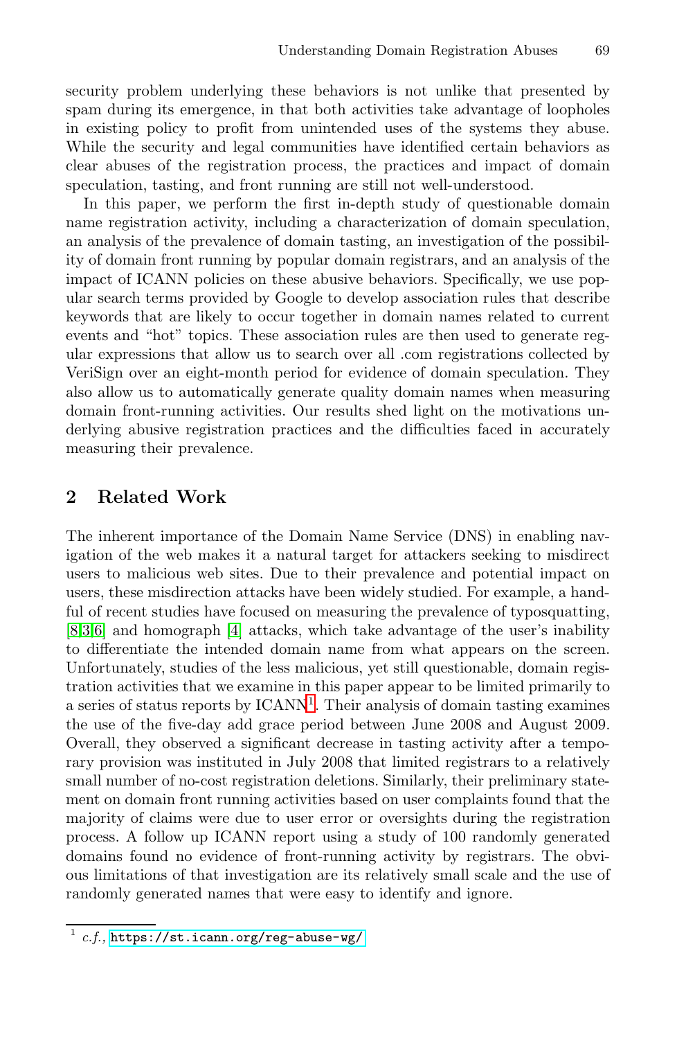security problem underlying these behaviors is not unlike that presented by spam during its emergence, in that both activities take advantage of loopholes in existing policy to profit from unintended uses of the systems they abuse. While the security and legal communities have identified certain behaviors as clear abuses of the registration process, the practices and impact of domain speculation, tasting, and front running are still not well-understood.

In this paper, we perform the first in-depth study of questionable domain name registration activity, including a characterization of domain speculation, an analysis of the prevalence of domain tasting, an investigation of the possibility of domain front running by popular domain registrars, and an analysis of the impact of ICANN policies on these abusive behaviors. Specifically, we use popular search terms provided by Google to develop association rules that describe keywords that are likely to occur together in domain names related to current events and "hot" topics. These association rules are then used to generate regular expressions that allow us to search over all .com registrations collected by VeriSign over an eight-month period for evidence of domain speculation. They also allow us to automatically generate quality domain names when measuring domain front-running activities. Our results shed light on the motivations underlying abusive registration practices and the difficulties faced in accurately measuring their prevalence.

## 2 Related Work

The inherent importance of the Domain Name Service (DNS) in enabling navigation of the web makes it a natural target for attackers seeking to misdirect users to malicious web sites. Due to their prevalence and potential impact on users, these misdirection attacks have been widely studied. For example, a handful of recent studies have focused on measuring the prevalence of typosquatting, [8,3,6] and homograph [4] attacks, which take advantage of the user's inability to differentiate the intended domain name from what appears on the screen. Unfortunately, studies of the less malicious, yet still questionable, domain registration activities that we examine in this paper appear to be limited primarily to a series of status reports by ICANN[1]. Their analysis of domain tasting examines the use of the five-day add grace period between June 2008 and August 2009. Overall, they observed a significant decrease in tasting activity after a temporary provision was instituted in July 2008 that limited registrars to a relatively small number of no-cost registration deletions. Similarly, their preliminary statement on domain front running activities based on user complaints found that the majority of claims were due to user error or oversights during the registration process. A follow up ICANN report using a study of 100 randomly generated domains found no evidence of front-running activity by registrars. The obvious limitations of that investigation are its relatively small scale and the use of randomly generated names that were easy to identify and ignore.

[1] *c.f.*, https://st.icann.org/reg-abuse-wg/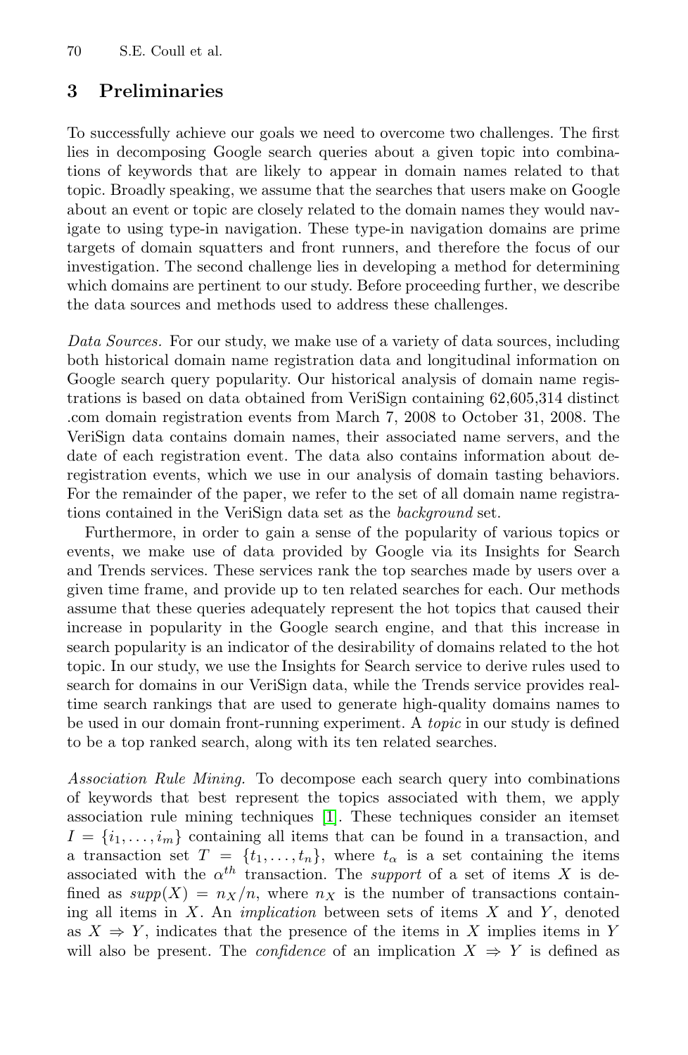## 3 Preliminaries

To successfully achieve our goals we need to overcome two challenges. The first lies in decomposing Google search queries about a given topic into combinations of keywords that are likely to appear in domain names related to that topic. Broadly speaking, we assume that the searches that users make on Google about an event or topic are closely related to the domain names they would navigate to using type-in navigation. These type-in navigation domains are prime targets of domain squatters and front runners, and therefore the focus of our investigation. The second challenge lies in developing a method for determining which domains are pertinent to our study. Before proceeding further, we describe the data sources and methods used to address these challenges.

*Data Sources.* For our study, we make use of a variety of data sources, including both historical domain name registration data and longitudinal information on Google search query popularity. Our historical analysis of domain name registrations is based on data obtained from VeriSign containing 62,605,314 distinct .com domain registration events from March 7, 2008 to October 31, 2008. The VeriSign data contains domain names, their associated name servers, and the date of each registration event. The data also contains information about de-registration events, which we use in our analysis of domain tasting behaviors. For the remainder of the paper, we refer to the set of all domain name registrations contained in the VeriSign data set as the *background* set.

Furthermore, in order to gain a sense of the popularity of various topics or events, we make use of data provided by Google via its Insights for Search and Trends services. These services rank the top searches made by users over a given time frame, and provide up to ten related searches for each. Our methods assume that these queries adequately represent the hot topics that caused their increase in popularity in the Google search engine, and that this increase in search popularity is an indicator of the desirability of domains related to the hot topic. In our study, we use the Insights for Search service to derive rules used to search for domains in our VeriSign data, while the Trends service provides real-time search rankings that are used to generate high-quality domains names to be used in our domain front-running experiment. A *topic* in our study is defined to be a top ranked search, along with its ten related searches.

*Association Rule Mining.* To decompose each search query into combinations of keywords that best represent the topics associated with them, we apply association rule mining techniques [1]. These techniques consider an itemset $I = \{i_1, \ldots, i_m\}$ containing all items that can be found in a transaction, and a transaction set $T = \{t_1, \ldots, t_n\}$, where $t_\alpha$ is a set containing the items associated with the $\alpha^{th}$ transaction. The *support* of a set of items $X$ is defined as $supp(X) = n_X/n$, where $n_X$ is the number of transactions containing all items in $X$. An *implication* between sets of items $X$ and $Y$, denoted as $X \Rightarrow Y$, indicates that the presence of the items in $X$ implies items in $Y$ will also be present. The *confidence* of an implication $X \Rightarrow Y$ is defined as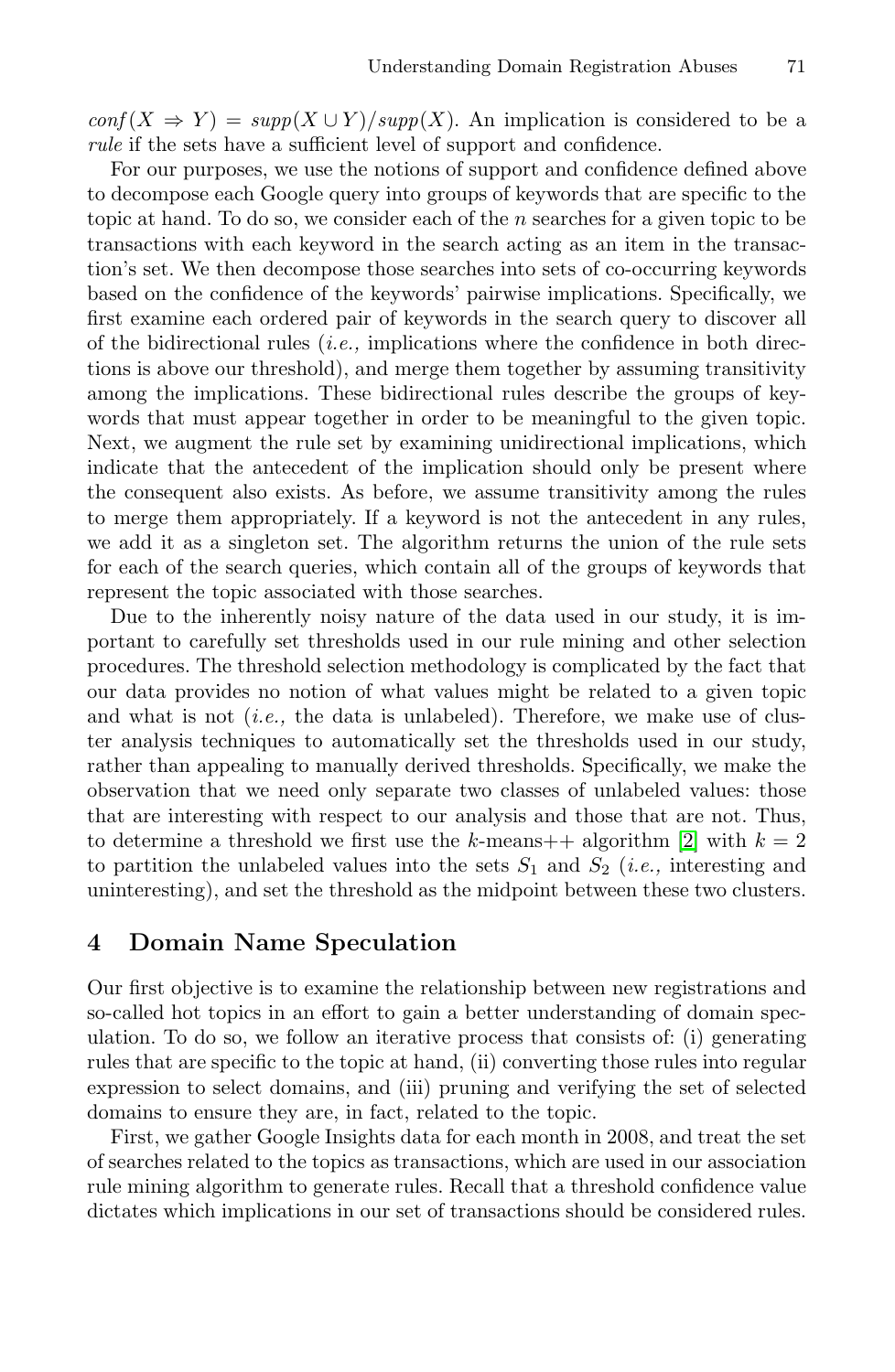$conf(X \Rightarrow Y) = supp(X \cup Y)/supp(X)$. An implication is considered to be a *rule* if the sets have a sufficient level of support and confidence.

For our purposes, we use the notions of support and confidence defined above to decompose each Google query into groups of keywords that are specific to the topic at hand. To do so, we consider each of the $n$ searches for a given topic to be transactions with each keyword in the search acting as an item in the transaction's set. We then decompose those searches into sets of co-occurring keywords based on the confidence of the keywords' pairwise implications. Specifically, we first examine each ordered pair of keywords in the search query to discover all of the bidirectional rules (*i.e.,* implications where the confidence in both directions is above our threshold), and merge them together by assuming transitivity among the implications. These bidirectional rules describe the groups of keywords that must appear together in order to be meaningful to the given topic. Next, we augment the rule set by examining unidirectional implications, which indicate that the antecedent of the implication should only be present where the consequent also exists. As before, we assume transitivity among the rules to merge them appropriately. If a keyword is not the antecedent in any rules, we add it as a singleton set. The algorithm returns the union of the rule sets for each of the search queries, which contain all of the groups of keywords that represent the topic associated with those searches.

Due to the inherently noisy nature of the data used in our study, it is important to carefully set thresholds used in our rule mining and other selection procedures. The threshold selection methodology is complicated by the fact that our data provides no notion of what values might be related to a given topic and what is not (*i.e.,* the data is unlabeled). Therefore, we make use of cluster analysis techniques to automatically set the thresholds used in our study, rather than appealing to manually derived thresholds. Specifically, we make the observation that we need only separate two classes of unlabeled values: those that are interesting with respect to our analysis and those that are not. Thus, to determine a threshold we first use the $k$-means++ algorithm [2] with $k = 2$ to partition the unlabeled values into the sets $S_1$ and $S_2$ (*i.e.,* interesting and uninteresting), and set the threshold as the midpoint between these two clusters.

## 4 Domain Name Speculation

Our first objective is to examine the relationship between new registrations and so-called hot topics in an effort to gain a better understanding of domain speculation. To do so, we follow an iterative process that consists of: (i) generating rules that are specific to the topic at hand, (ii) converting those rules into regular expression to select domains, and (iii) pruning and verifying the set of selected domains to ensure they are, in fact, related to the topic.

First, we gather Google Insights data for each month in 2008, and treat the set of searches related to the topics as transactions, which are used in our association rule mining algorithm to generate rules. Recall that a threshold confidence value dictates which implications in our set of transactions should be considered rules.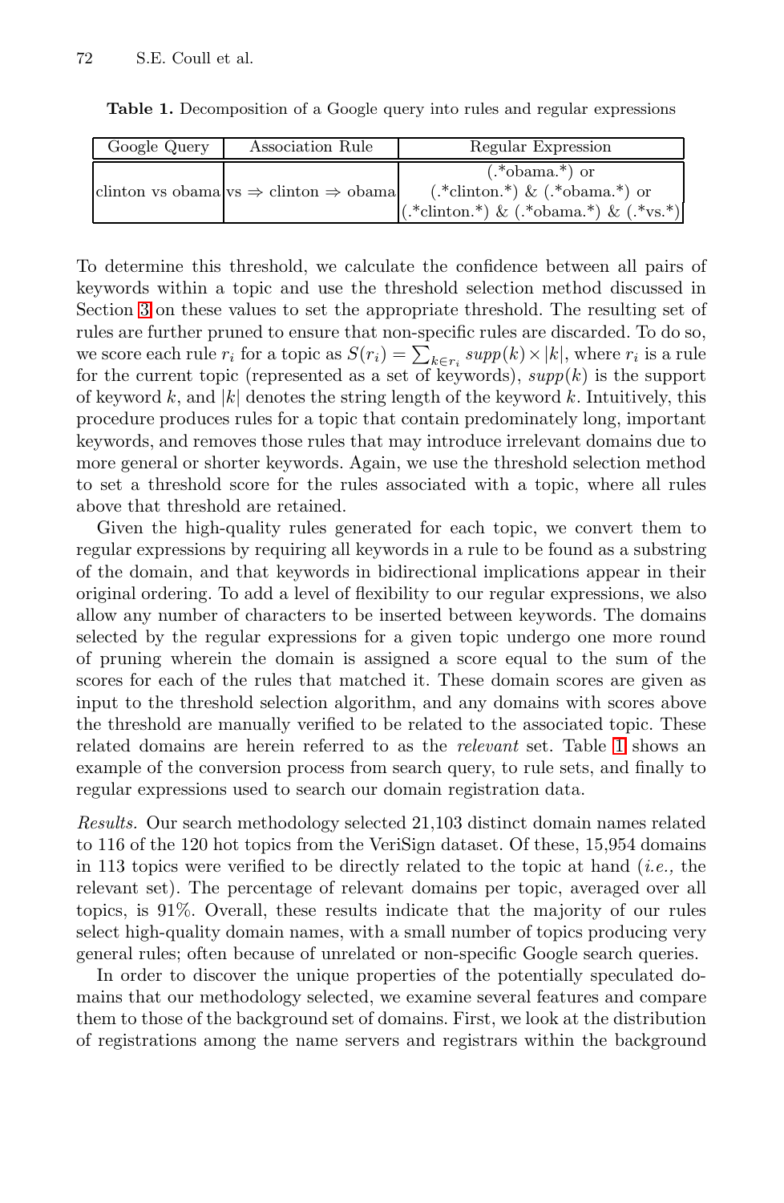**Table 1.** Decomposition of a Google query into rules and regular expressions

| Google Query | Association Rule | Regular Expression |
|---|---|---|
| clinton vs obama | vs ⇒ clinton ⇒ obama | (.*obama.*) or (.*clinton.*) & (.*obama.*) or (.*clinton.*) & (.*obama.*) & (.*vs.*) |

To determine this threshold, we calculate the confidence between all pairs of keywords within a topic and use the threshold selection method discussed in Section 3 on these values to set the appropriate threshold. The resulting set of rules are further pruned to ensure that non-specific rules are discarded. To do so, we score each rule $r_i$ for a topic as $S(r_i) = \sum_{k \in r_i} supp(k) \times |k|$, where $r_i$ is a rule for the current topic (represented as a set of keywords), $supp(k)$ is the support of keyword $k$, and $|k|$ denotes the string length of the keyword $k$. Intuitively, this procedure produces rules for a topic that contain predominately long, important keywords, and removes those rules that may introduce irrelevant domains due to more general or shorter keywords. Again, we use the threshold selection method to set a threshold score for the rules associated with a topic, where all rules above that threshold are retained.

Given the high-quality rules generated for each topic, we convert them to regular expressions by requiring all keywords in a rule to be found as a substring of the domain, and that keywords in bidirectional implications appear in their original ordering. To add a level of flexibility to our regular expressions, we also allow any number of characters to be inserted between keywords. The domains selected by the regular expressions for a given topic undergo one more round of pruning wherein the domain is assigned a score equal to the sum of the scores for each of the rules that matched it. These domain scores are given as input to the threshold selection algorithm, and any domains with scores above the threshold are manually verified to be related to the associated topic. These related domains are herein referred to as the *relevant* set. Table 1 shows an example of the conversion process from search query, to rule sets, and finally to regular expressions used to search our domain registration data.

*Results.* Our search methodology selected 21,103 distinct domain names related to 116 of the 120 hot topics from the VeriSign dataset. Of these, 15,954 domains in 113 topics were verified to be directly related to the topic at hand (*i.e.,* the relevant set). The percentage of relevant domains per topic, averaged over all topics, is 91%. Overall, these results indicate that the majority of our rules select high-quality domain names, with a small number of topics producing very general rules; often because of unrelated or non-specific Google search queries.

In order to discover the unique properties of the potentially speculated domains that our methodology selected, we examine several features and compare them to those of the background set of domains. First, we look at the distribution of registrations among the name servers and registrars within the background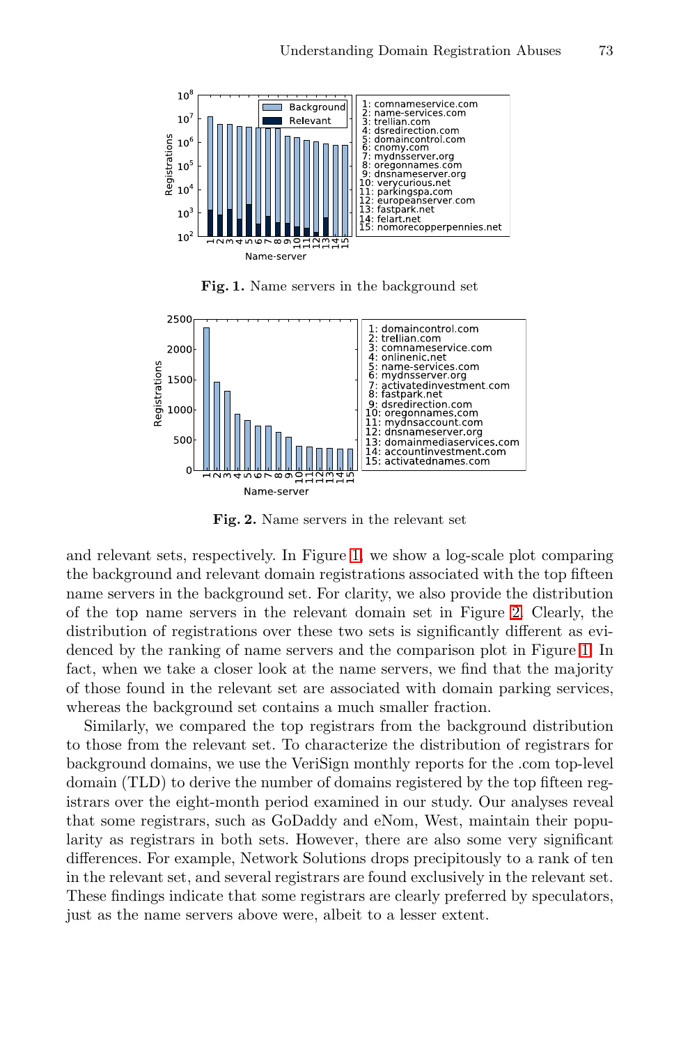**Fig. 1.** Name servers in the background set

**Fig. 2.** Name servers in the relevant set

and relevant sets, respectively. In Figure 1, we show a log-scale plot comparing the background and relevant domain registrations associated with the top fifteen name servers in the background set. For clarity, we also provide the distribution of the top name servers in the relevant domain set in Figure 2. Clearly, the distribution of registrations over these two sets is significantly different as evidenced by the ranking of name servers and the comparison plot in Figure 1. In fact, when we take a closer look at the name servers, we find that the majority of those found in the relevant set are associated with domain parking services, whereas the background set contains a much smaller fraction.

Similarly, we compared the top registrars from the background distribution to those from the relevant set. To characterize the distribution of registrars for background domains, we use the VeriSign monthly reports for the .com top-level domain (TLD) to derive the number of domains registered by the top fifteen registrars over the eight-month period examined in our study. Our analyses reveal that some registrars, such as GoDaddy and eNom, West, maintain their popularity as registrars in both sets. However, there are also some very significant differences. For example, Network Solutions drops precipitously to a rank of ten in the relevant set, and several registrars are found exclusively in the relevant set. These findings indicate that some registrars are clearly preferred by speculators, just as the name servers above were, albeit to a lesser extent.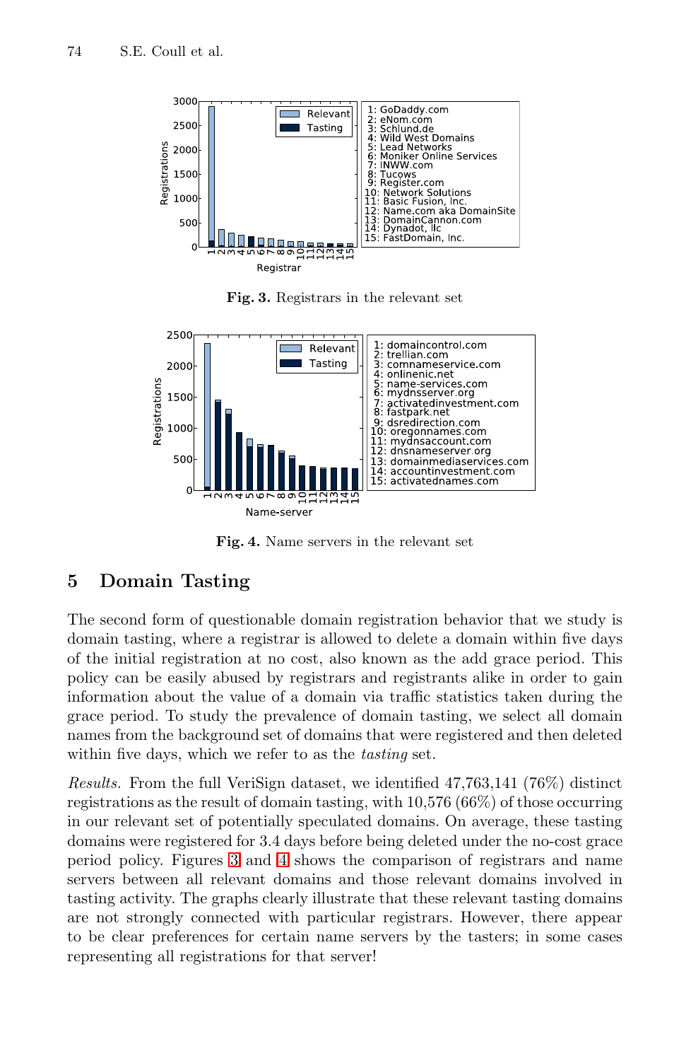Fig. 3. Registrars in the relevant set

Fig. 4. Name servers in the relevant set

## 5 Domain Tasting

The second form of questionable domain registration behavior that we study is domain tasting, where a registrar is allowed to delete a domain within five days of the initial registration at no cost, also known as the add grace period. This policy can be easily abused by registrars and registrants alike in order to gain information about the value of a domain via traffic statistics taken during the grace period. To study the prevalence of domain tasting, we select all domain names from the background set of domains that were registered and then deleted within five days, which we refer to as the *tasting* set.

*Results.* From the full VeriSign dataset, we identified 47,763,141 (76%) distinct registrations as the result of domain tasting, with 10,576 (66%) of those occurring in our relevant set of potentially speculated domains. On average, these tasting domains were registered for 3.4 days before being deleted under the no-cost grace period policy. Figures 3 and 4 shows the comparison of registrars and name servers between all relevant domains and those relevant domains involved in tasting activity. The graphs clearly illustrate that these relevant tasting domains are not strongly connected with particular registrars. However, there appear to be clear preferences for certain name servers by the tasters; in some cases representing all registrations for that server!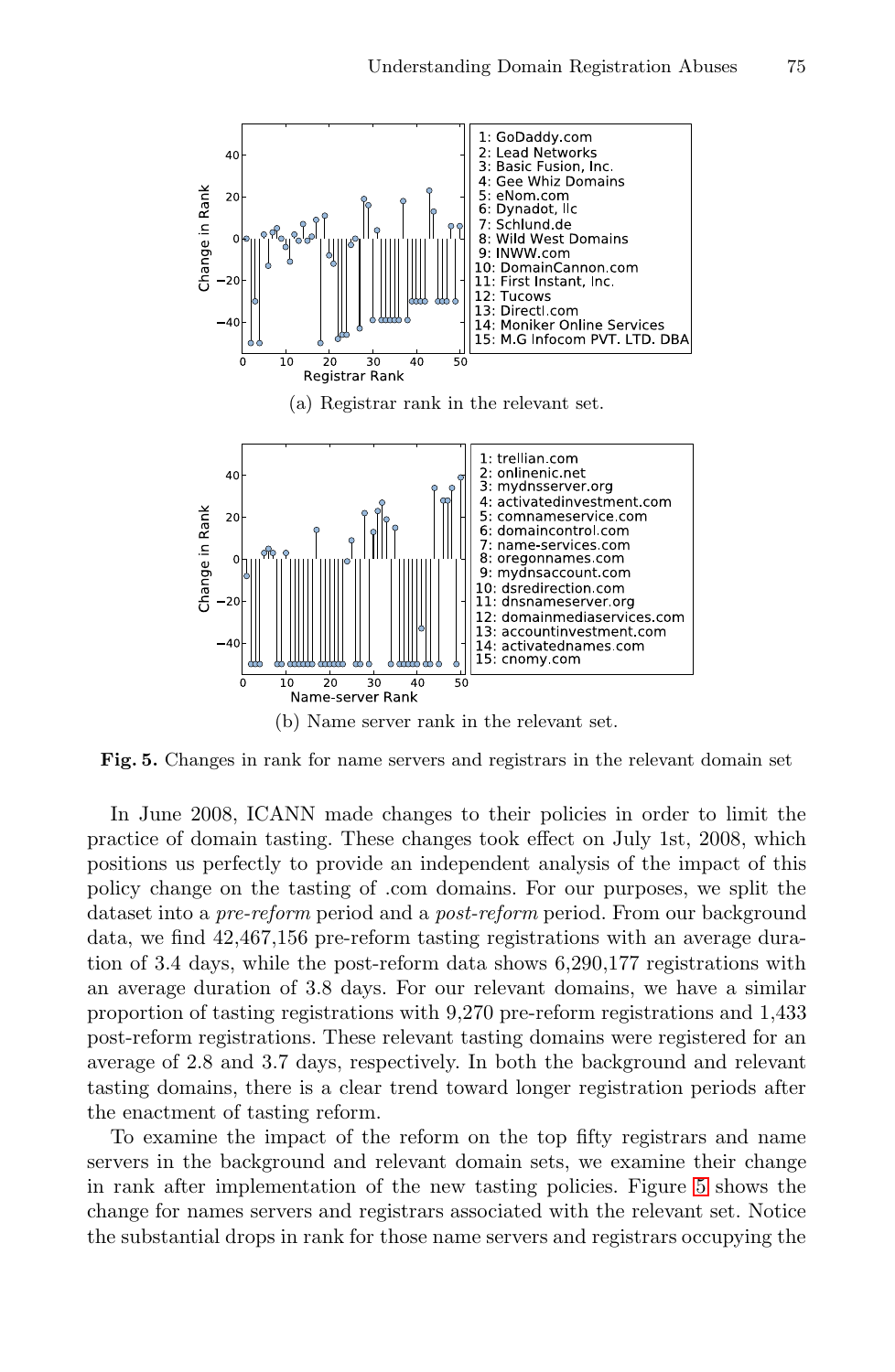(a) Registrar rank in the relevant set.

(b) Name server rank in the relevant set.

**Fig. 5.** Changes in rank for name servers and registrars in the relevant domain set

In June 2008, ICANN made changes to their policies in order to limit the practice of domain tasting. These changes took effect on July 1st, 2008, which positions us perfectly to provide an independent analysis of the impact of this policy change on the tasting of .com domains. For our purposes, we split the dataset into a *pre-reform* period and a *post-reform* period. From our background data, we find 42,467,156 pre-reform tasting registrations with an average duration of 3.4 days, while the post-reform data shows 6,290,177 registrations with an average duration of 3.8 days. For our relevant domains, we have a similar proportion of tasting registrations with 9,270 pre-reform registrations and 1,433 post-reform registrations. These relevant tasting domains were registered for an average of 2.8 and 3.7 days, respectively. In both the background and relevant tasting domains, there is a clear trend toward longer registration periods after the enactment of tasting reform.

To examine the impact of the reform on the top fifty registrars and name servers in the background and relevant domain sets, we examine their change in rank after implementation of the new tasting policies. Figure 5 shows the change for names servers and registrars associated with the relevant set. Notice the substantial drops in rank for those name servers and registrars occupying the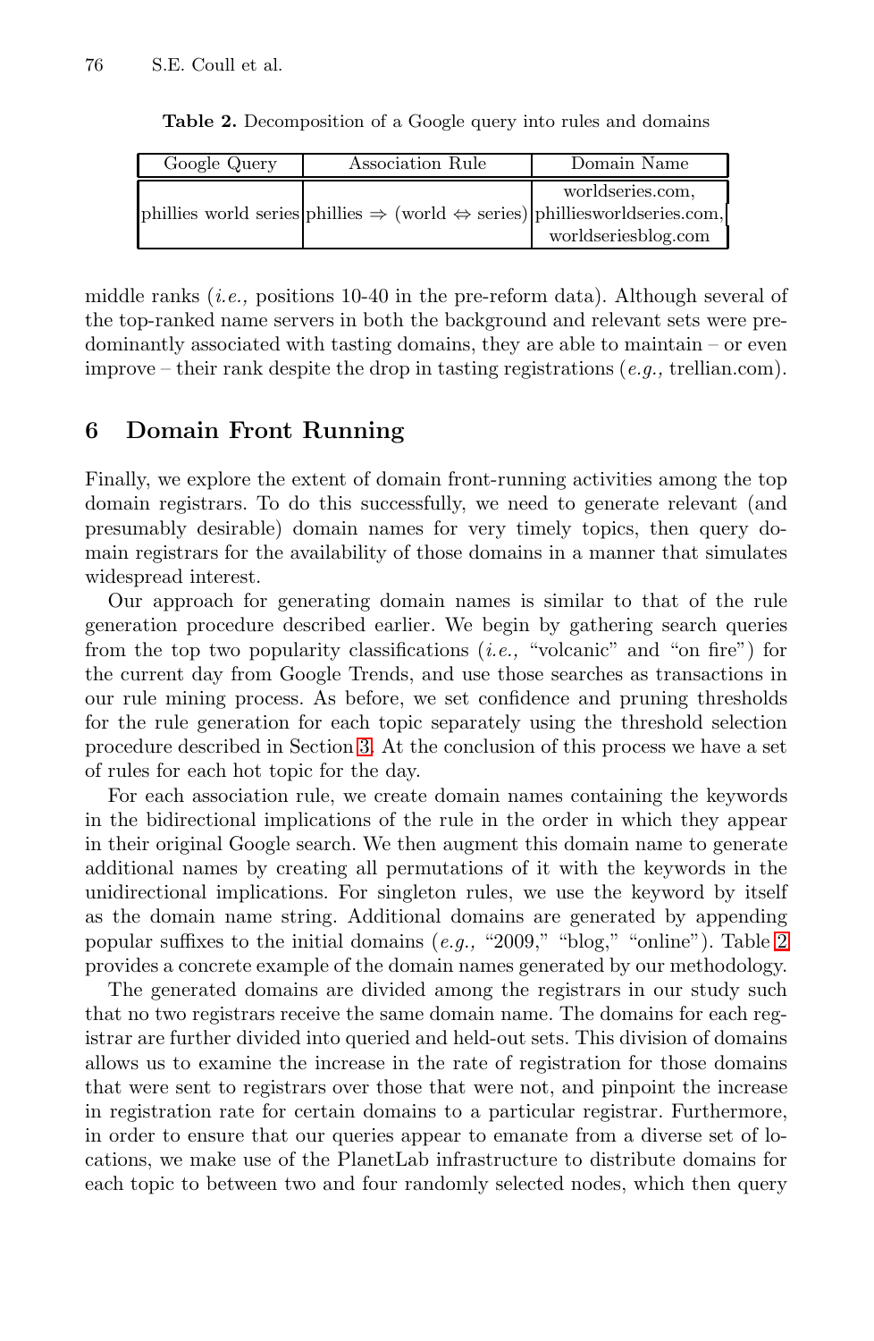**Table 2.** Decomposition of a Google query into rules and domains

| Google Query | Association Rule | Domain Name |
| --- | --- | --- |
| phillies world series | phillies $\Rightarrow$ (world $\Leftrightarrow$ series) | worldseries.com, philliesworldseries.com, worldseriesblog.com |

middle ranks (*i.e.,* positions 10-40 in the pre-reform data). Although several of the top-ranked name servers in both the background and relevant sets were predominantly associated with tasting domains, they are able to maintain – or even improve – their rank despite the drop in tasting registrations (*e.g.,* trellian.com).

## 6 Domain Front Running

Finally, we explore the extent of domain front-running activities among the top domain registrars. To do this successfully, we need to generate relevant (and presumably desirable) domain names for very timely topics, then query domain registrars for the availability of those domains in a manner that simulates widespread interest.

Our approach for generating domain names is similar to that of the rule generation procedure described earlier. We begin by gathering search queries from the top two popularity classifications (*i.e.,* "volcanic" and "on fire") for the current day from Google Trends, and use those searches as transactions in our rule mining process. As before, we set confidence and pruning thresholds for the rule generation for each topic separately using the threshold selection procedure described in Section 3. At the conclusion of this process we have a set of rules for each hot topic for the day.

For each association rule, we create domain names containing the keywords in the bidirectional implications of the rule in the order in which they appear in their original Google search. We then augment this domain name to generate additional names by creating all permutations of it with the keywords in the unidirectional implications. For singleton rules, we use the keyword by itself as the domain name string. Additional domains are generated by appending popular suffixes to the initial domains (*e.g.,* "2009," "blog," "online"). Table 2 provides a concrete example of the domain names generated by our methodology.

The generated domains are divided among the registrars in our study such that no two registrars receive the same domain name. The domains for each registrar are further divided into queried and held-out sets. This division of domains allows us to examine the increase in the rate of registration for those domains that were sent to registrars over those that were not, and pinpoint the increase in registration rate for certain domains to a particular registrar. Furthermore, in order to ensure that our queries appear to emanate from a diverse set of locations, we make use of the PlanetLab infrastructure to distribute domains for each topic to between two and four randomly selected nodes, which then query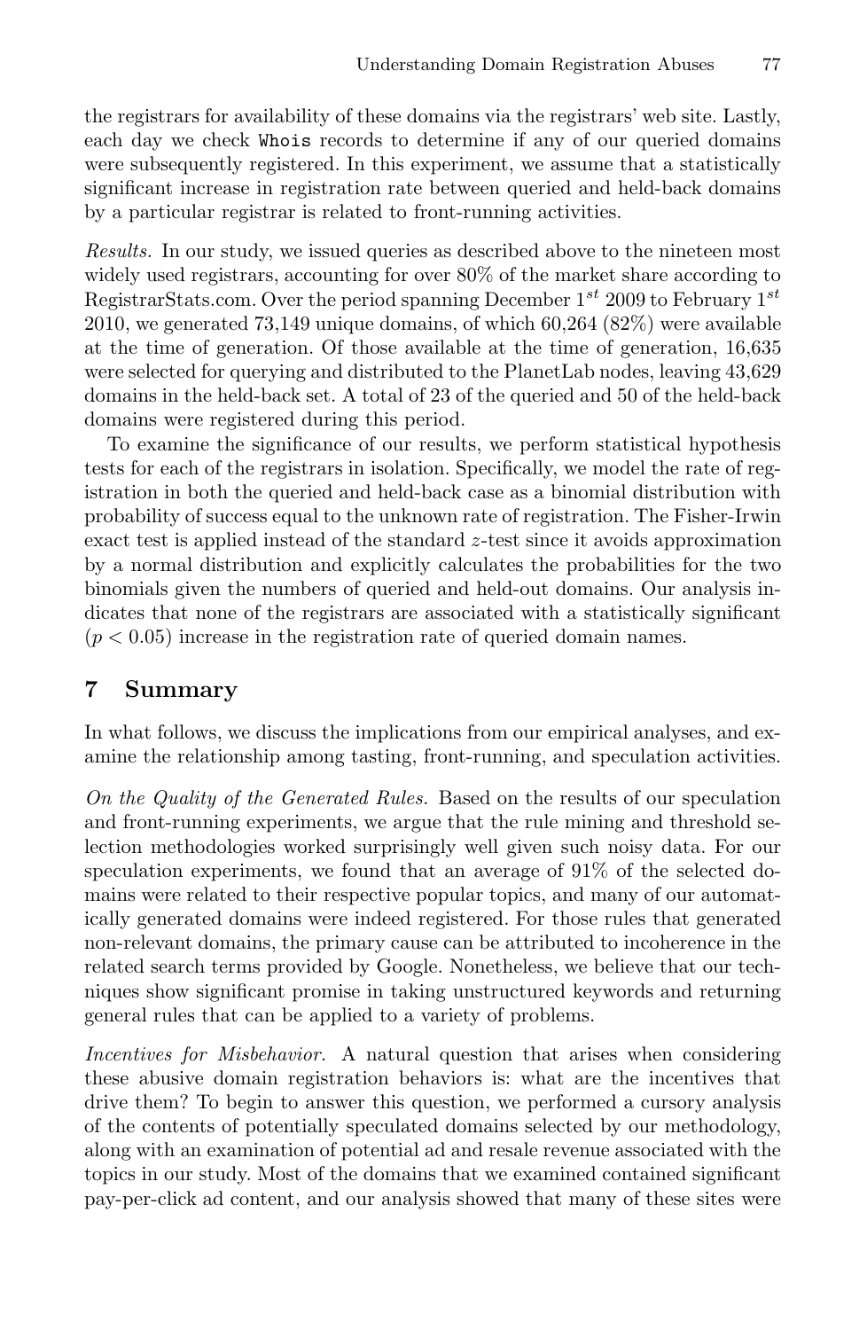the registrars for availability of these domains via the registrars' web site. Lastly, each day we check Whois records to determine if any of our queried domains were subsequently registered. In this experiment, we assume that a statistically significant increase in registration rate between queried and held-back domains by a particular registrar is related to front-running activities.

*Results.* In our study, we issued queries as described above to the nineteen most widely used registrars, accounting for over 80% of the market share according to RegistrarStats.com. Over the period spanning December $1^{st}$ 2009 to February $1^{st}$ 2010, we generated 73,149 unique domains, of which 60,264 (82%) were available at the time of generation. Of those available at the time of generation, 16,635 were selected for querying and distributed to the PlanetLab nodes, leaving 43,629 domains in the held-back set. A total of 23 of the queried and 50 of the held-back domains were registered during this period.

To examine the significance of our results, we perform statistical hypothesis tests for each of the registrars in isolation. Specifically, we model the rate of registration in both the queried and held-back case as a binomial distribution with probability of success equal to the unknown rate of registration. The Fisher-Irwin exact test is applied instead of the standard $z$-test since it avoids approximation by a normal distribution and explicitly calculates the probabilities for the two binomials given the numbers of queried and held-out domains. Our analysis indicates that none of the registrars are associated with a statistically significant ($p < 0.05$) increase in the registration rate of queried domain names.

## 7 Summary

In what follows, we discuss the implications from our empirical analyses, and examine the relationship among tasting, front-running, and speculation activities.

*On the Quality of the Generated Rules.* Based on the results of our speculation and front-running experiments, we argue that the rule mining and threshold selection methodologies worked surprisingly well given such noisy data. For our speculation experiments, we found that an average of 91% of the selected domains were related to their respective popular topics, and many of our automatically generated domains were indeed registered. For those rules that generated non-relevant domains, the primary cause can be attributed to incoherence in the related search terms provided by Google. Nonetheless, we believe that our techniques show significant promise in taking unstructured keywords and returning general rules that can be applied to a variety of problems.

*Incentives for Misbehavior.* A natural question that arises when considering these abusive domain registration behaviors is: what are the incentives that drive them? To begin to answer this question, we performed a cursory analysis of the contents of potentially speculated domains selected by our methodology, along with an examination of potential ad and resale revenue associated with the topics in our study. Most of the domains that we examined contained significant pay-per-click ad content, and our analysis showed that many of these sites were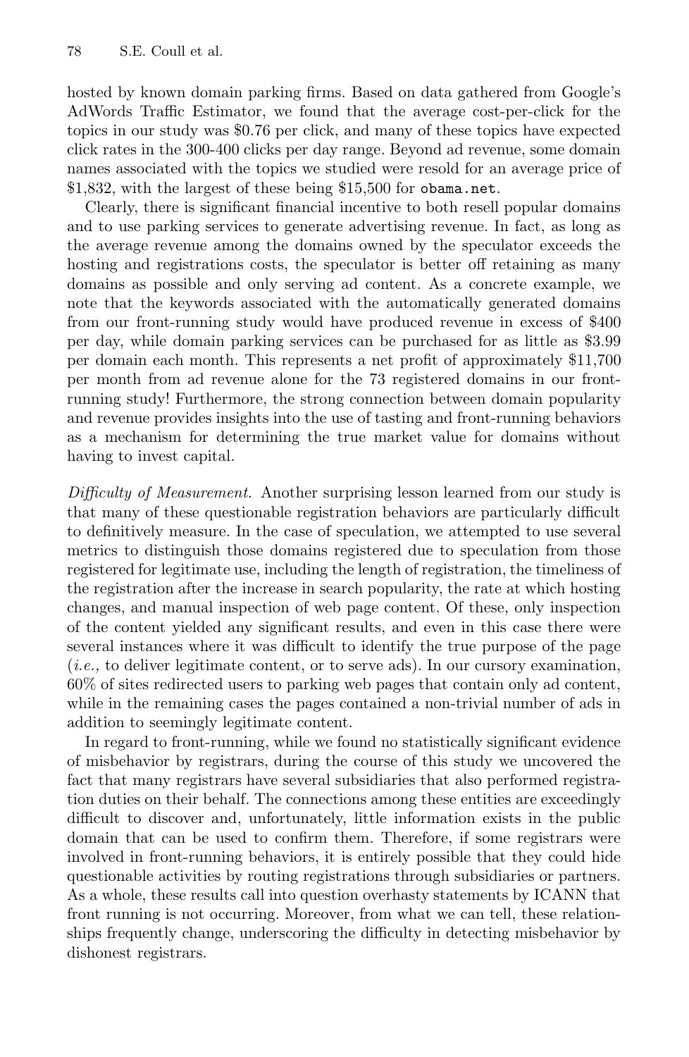hosted by known domain parking firms. Based on data gathered from Google's AdWords Traffic Estimator, we found that the average cost-per-click for the topics in our study was $0.76 per click, and many of these topics have expected click rates in the 300-400 clicks per day range. Beyond ad revenue, some domain names associated with the topics we studied were resold for an average price of $1,832, with the largest of these being $15,500 for `obama.net`.

Clearly, there is significant financial incentive to both resell popular domains and to use parking services to generate advertising revenue. In fact, as long as the average revenue among the domains owned by the speculator exceeds the hosting and registrations costs, the speculator is better off retaining as many domains as possible and only serving ad content. As a concrete example, we note that the keywords associated with the automatically generated domains from our front-running study would have produced revenue in excess of $400 per day, while domain parking services can be purchased for as little as $3.99 per domain each month. This represents a net profit of approximately $11,700 per month from ad revenue alone for the 73 registered domains in our front-running study! Furthermore, the strong connection between domain popularity and revenue provides insights into the use of tasting and front-running behaviors as a mechanism for determining the true market value for domains without having to invest capital.

*Difficulty of Measurement.* Another surprising lesson learned from our study is that many of these questionable registration behaviors are particularly difficult to definitively measure. In the case of speculation, we attempted to use several metrics to distinguish those domains registered due to speculation from those registered for legitimate use, including the length of registration, the timeliness of the registration after the increase in search popularity, the rate at which hosting changes, and manual inspection of web page content. Of these, only inspection of the content yielded any significant results, and even in this case there were several instances where it was difficult to identify the true purpose of the page (*i.e.,* to deliver legitimate content, or to serve ads). In our cursory examination, 60% of sites redirected users to parking web pages that contain only ad content, while in the remaining cases the pages contained a non-trivial number of ads in addition to seemingly legitimate content.

In regard to front-running, while we found no statistically significant evidence of misbehavior by registrars, during the course of this study we uncovered the fact that many registrars have several subsidiaries that also performed registration duties on their behalf. The connections among these entities are exceedingly difficult to discover and, unfortunately, little information exists in the public domain that can be used to confirm them. Therefore, if some registrars were involved in front-running behaviors, it is entirely possible that they could hide questionable activities by routing registrations through subsidiaries or partners. As a whole, these results call into question overhasty statements by ICANN that front running is not occurring. Moreover, from what we can tell, these relationships frequently change, underscoring the difficulty in detecting misbehavior by dishonest registrars.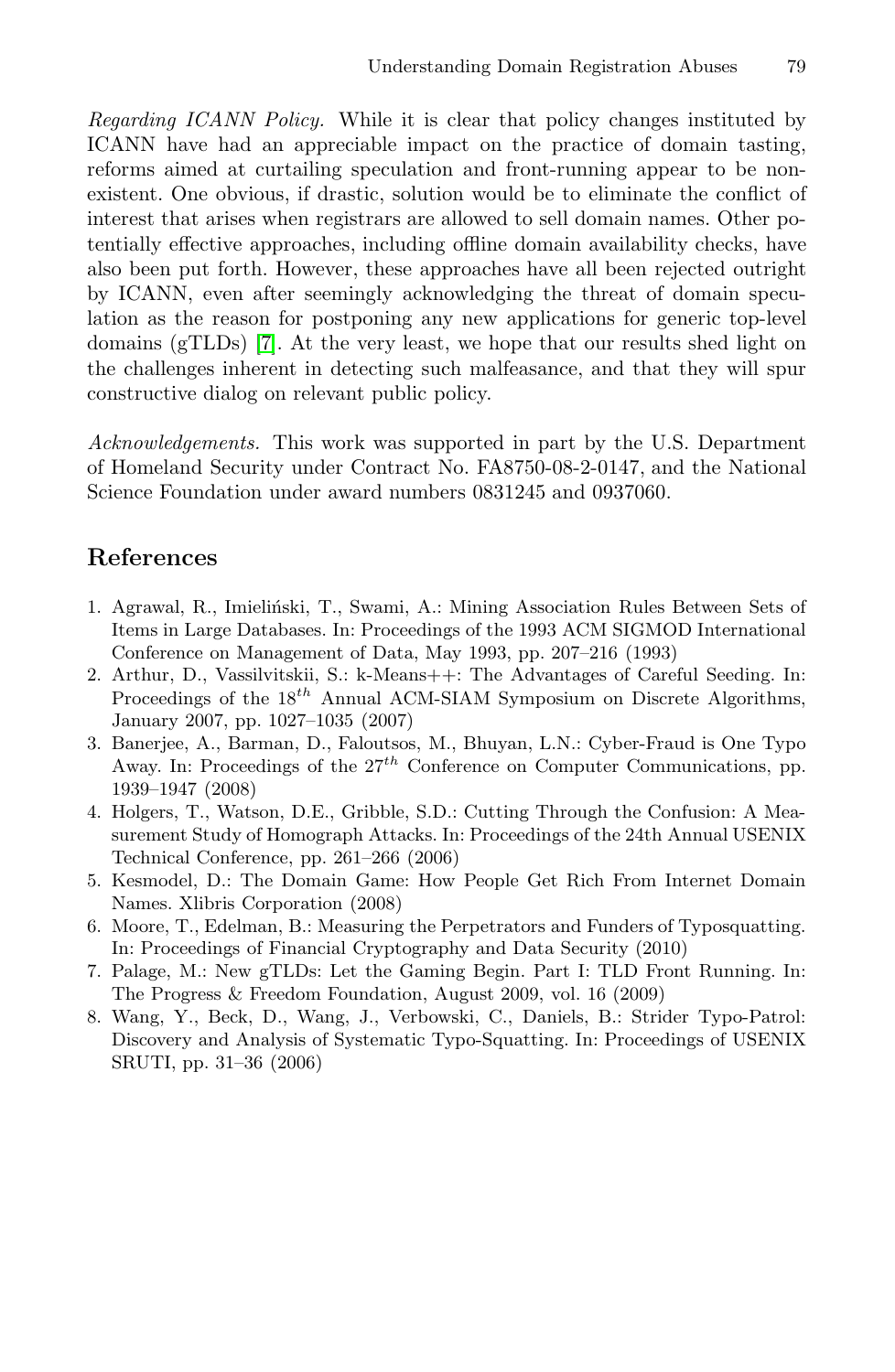*Regarding ICANN Policy.* While it is clear that policy changes instituted by ICANN have had an appreciable impact on the practice of domain tasting, reforms aimed at curtailing speculation and front-running appear to be non-existent. One obvious, if drastic, solution would be to eliminate the conflict of interest that arises when registrars are allowed to sell domain names. Other potentially effective approaches, including offline domain availability checks, have also been put forth. However, these approaches have all been rejected outright by ICANN, even after seemingly acknowledging the threat of domain speculation as the reason for postponing any new applications for generic top-level domains (gTLDs) [7]. At the very least, we hope that our results shed light on the challenges inherent in detecting such malfeasance, and that they will spur constructive dialog on relevant public policy.

*Acknowledgements.* This work was supported in part by the U.S. Department of Homeland Security under Contract No. FA8750-08-2-0147, and the National Science Foundation under award numbers 0831245 and 0937060.

## References

1. Agrawal, R., Imieliński, T., Swami, A.: Mining Association Rules Between Sets of Items in Large Databases. In: Proceedings of the 1993 ACM SIGMOD International Conference on Management of Data, May 1993, pp. 207–216 (1993)
2. Arthur, D., Vassilvitskii, S.: k-Means++: The Advantages of Careful Seeding. In: Proceedings of the $18^{th}$ Annual ACM-SIAM Symposium on Discrete Algorithms, January 2007, pp. 1027–1035 (2007)
3. Banerjee, A., Barman, D., Faloutsos, M., Bhuyan, L.N.: Cyber-Fraud is One Typo Away. In: Proceedings of the $27^{th}$ Conference on Computer Communications, pp. 1939–1947 (2008)
4. Holgers, T., Watson, D.E., Gribble, S.D.: Cutting Through the Confusion: A Measurement Study of Homograph Attacks. In: Proceedings of the 24th Annual USENIX Technical Conference, pp. 261–266 (2006)
5. Kesmodel, D.: The Domain Game: How People Get Rich From Internet Domain Names. Xlibris Corporation (2008)
6. Moore, T., Edelman, B.: Measuring the Perpetrators and Funders of Typosquatting. In: Proceedings of Financial Cryptography and Data Security (2010)
7. Palage, M.: New gTLDs: Let the Gaming Begin. Part I: TLD Front Running. In: The Progress & Freedom Foundation, August 2009, vol. 16 (2009)
8. Wang, Y., Beck, D., Wang, J., Verbowski, C., Daniels, B.: Strider Typo-Patrol: Discovery and Analysis of Systematic Typo-Squatting. In: Proceedings of USENIX SRUTI, pp. 31–36 (2006)